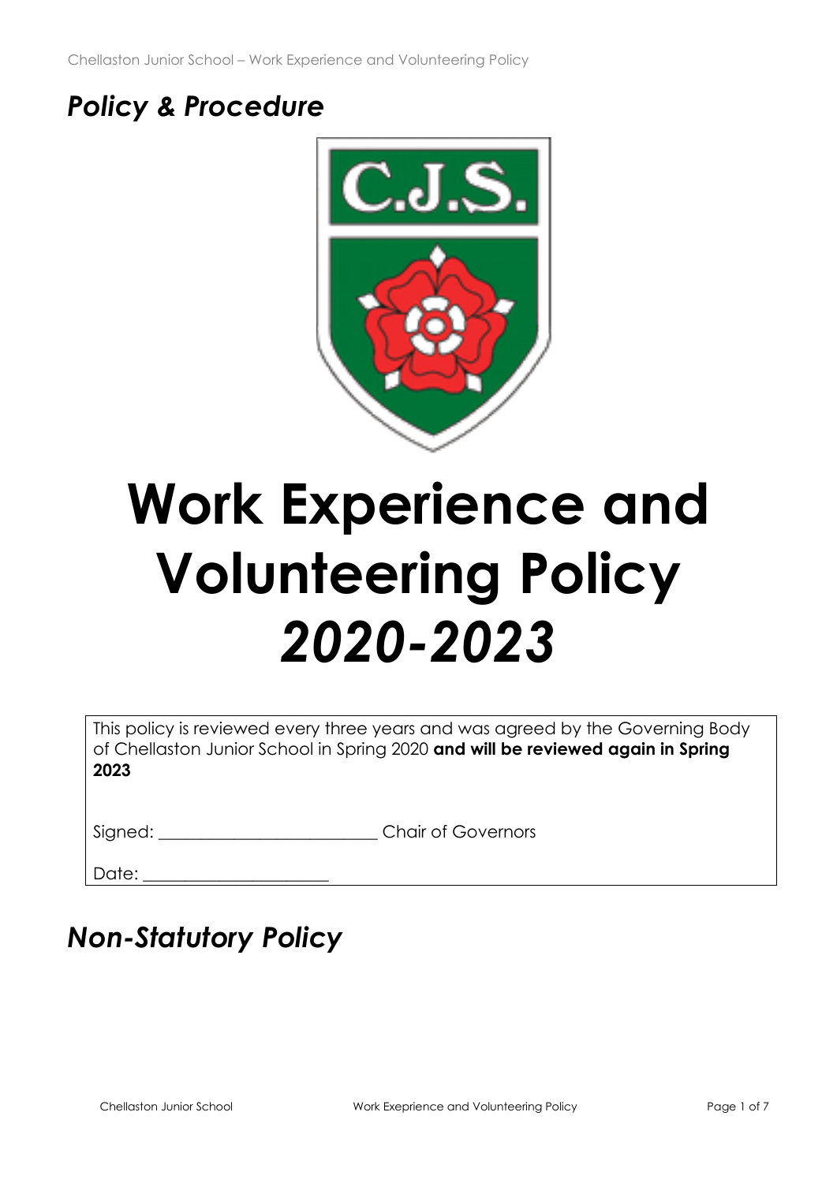*Policy & Procedure*

# Work Experience and Volunteering Policy *2020-2023*

This policy is reviewed every three years and was agreed by the Governing Body of Chellaston Junior School in Spring 2020 **and will be reviewed again in Spring 2023**

Signed: ________________________ Chair of Governors

Date: ____________________

## *Non-Statutory Policy*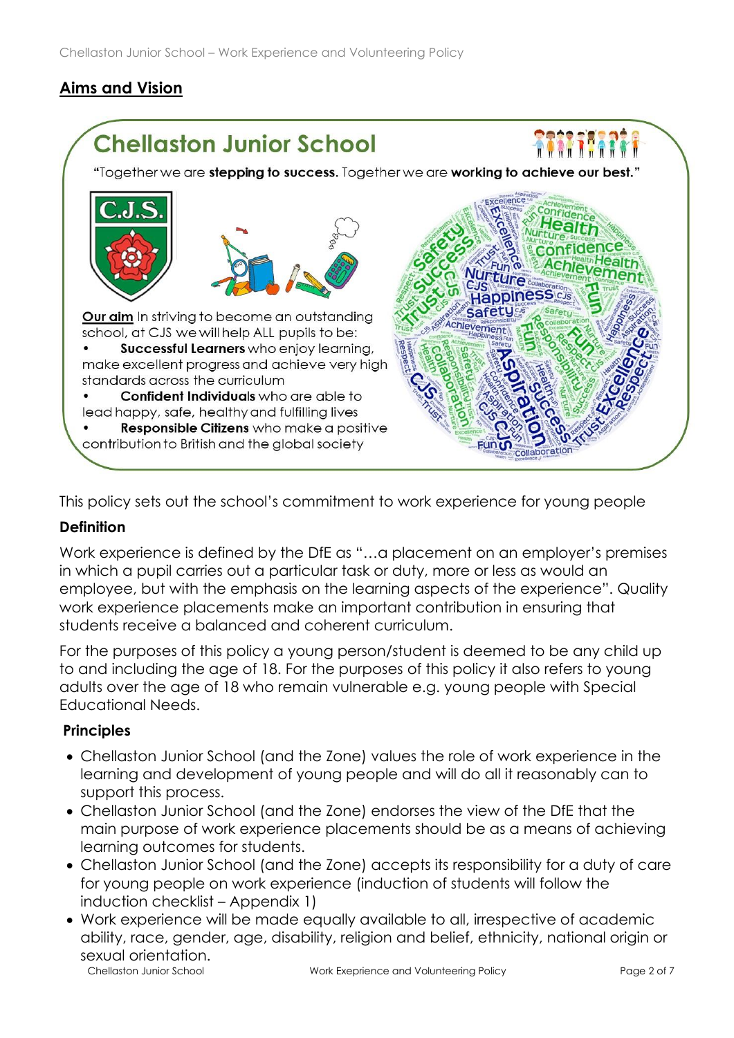## Aims and Vision

### Chellaston Junior School

"Together we are **stepping to success**. Together we are **working to achieve our best.**"

**Our aim** In striving to become an outstanding school, at CJS we will help ALL pupils to be:

- **Successful Learners** who enjoy learning, make excellent progress and achieve very high standards across the curriculum
- **Confident Individuals** who are able to lead happy, safe, healthy and fulfilling lives
- **Responsible Citizens** who make a positive contribution to British and the global society

This policy sets out the school's commitment to work experience for young people

**Definition**

Work experience is defined by the DfE as "…a placement on an employer's premises in which a pupil carries out a particular task or duty, more or less as would an employee, but with the emphasis on the learning aspects of the experience". Quality work experience placements make an important contribution in ensuring that students receive a balanced and coherent curriculum.

For the purposes of this policy a young person/student is deemed to be any child up to and including the age of 18. For the purposes of this policy it also refers to young adults over the age of 18 who remain vulnerable e.g. young people with Special Educational Needs.

**Principles**

- Chellaston Junior School (and the Zone) values the role of work experience in the learning and development of young people and will do all it reasonably can to support this process.
- Chellaston Junior School (and the Zone) endorses the view of the DfE that the main purpose of work experience placements should be as a means of achieving learning outcomes for students.
- Chellaston Junior School (and the Zone) accepts its responsibility for a duty of care for young people on work experience (induction of students will follow the induction checklist – Appendix 1)
- Work experience will be made equally available to all, irrespective of academic ability, race, gender, age, disability, religion and belief, ethnicity, national origin or sexual orientation.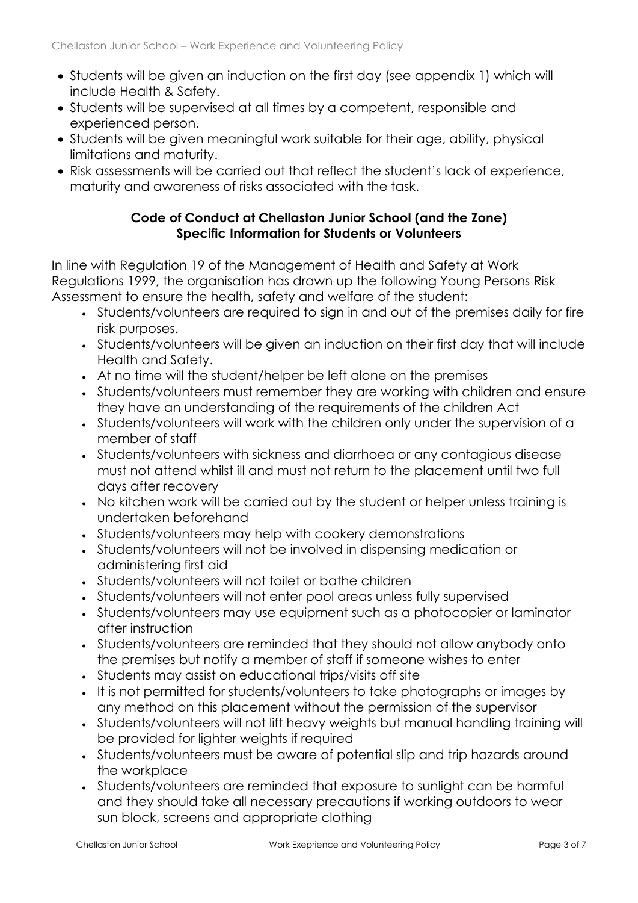- Students will be given an induction on the first day (see appendix 1) which will include Health & Safety.
- Students will be supervised at all times by a competent, responsible and experienced person.
- Students will be given meaningful work suitable for their age, ability, physical limitations and maturity.
- Risk assessments will be carried out that reflect the student's lack of experience, maturity and awareness of risks associated with the task.

**Code of Conduct at Chellaston Junior School (and the Zone)**
**Specific Information for Students or Volunteers**

In line with Regulation 19 of the Management of Health and Safety at Work Regulations 1999, the organisation has drawn up the following Young Persons Risk Assessment to ensure the health, safety and welfare of the student:

- Students/volunteers are required to sign in and out of the premises daily for fire risk purposes.
- Students/volunteers will be given an induction on their first day that will include Health and Safety.
- At no time will the student/helper be left alone on the premises
- Students/volunteers must remember they are working with children and ensure they have an understanding of the requirements of the children Act
- Students/volunteers will work with the children only under the supervision of a member of staff
- Students/volunteers with sickness and diarrhoea or any contagious disease must not attend whilst ill and must not return to the placement until two full days after recovery
- No kitchen work will be carried out by the student or helper unless training is undertaken beforehand
- Students/volunteers may help with cookery demonstrations
- Students/volunteers will not be involved in dispensing medication or administering first aid
- Students/volunteers will not toilet or bathe children
- Students/volunteers will not enter pool areas unless fully supervised
- Students/volunteers may use equipment such as a photocopier or laminator after instruction
- Students/volunteers are reminded that they should not allow anybody onto the premises but notify a member of staff if someone wishes to enter
- Students may assist on educational trips/visits off site
- It is not permitted for students/volunteers to take photographs or images by any method on this placement without the permission of the supervisor
- Students/volunteers will not lift heavy weights but manual handling training will be provided for lighter weights if required
- Students/volunteers must be aware of potential slip and trip hazards around the workplace
- Students/volunteers are reminded that exposure to sunlight can be harmful and they should take all necessary precautions if working outdoors to wear sun block, screens and appropriate clothing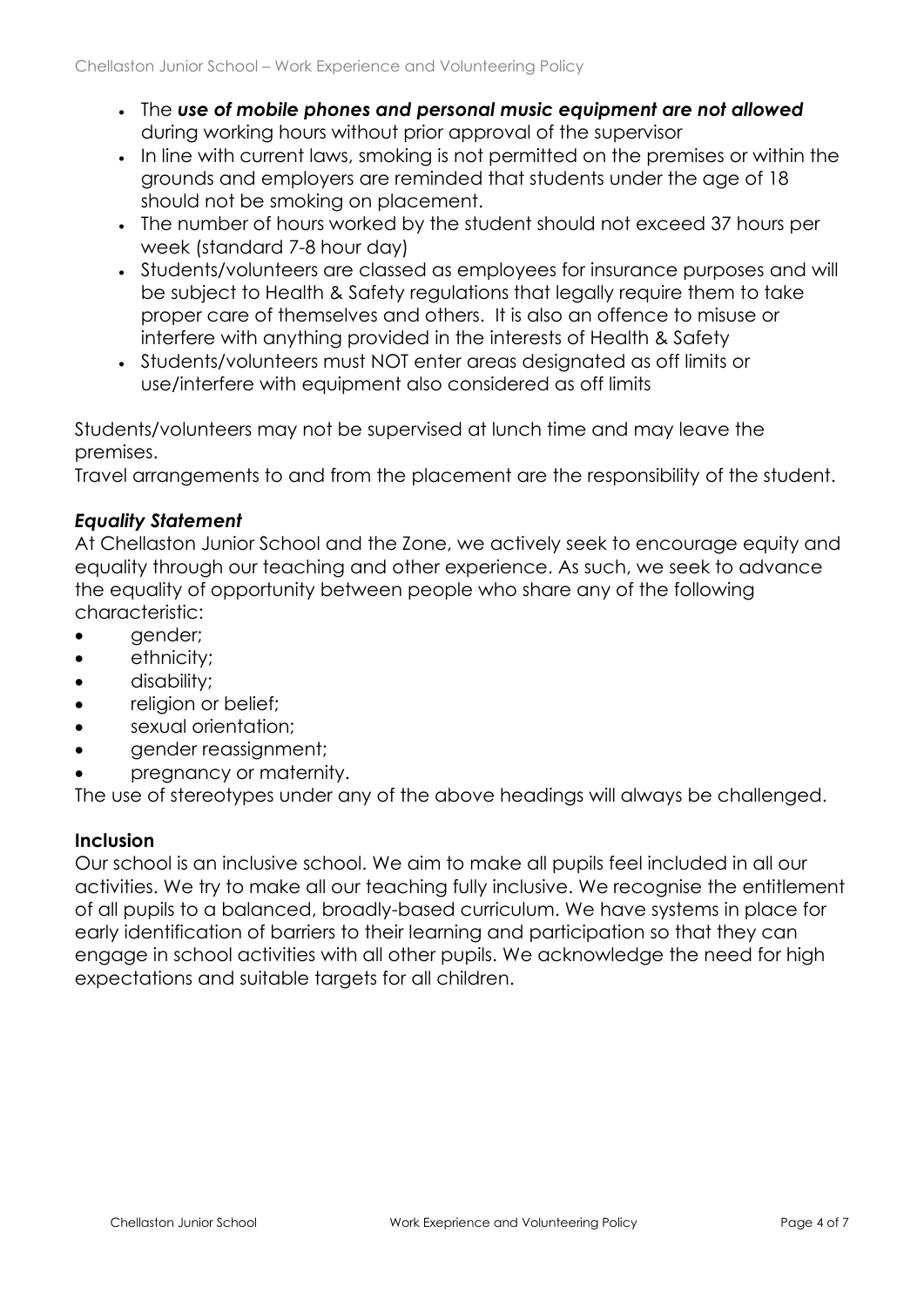- The ***use of mobile phones and personal music equipment are not allowed*** during working hours without prior approval of the supervisor
- In line with current laws, smoking is not permitted on the premises or within the grounds and employers are reminded that students under the age of 18 should not be smoking on placement.
- The number of hours worked by the student should not exceed 37 hours per week (standard 7-8 hour day)
- Students/volunteers are classed as employees for insurance purposes and will be subject to Health & Safety regulations that legally require them to take proper care of themselves and others. It is also an offence to misuse or interfere with anything provided in the interests of Health & Safety
- Students/volunteers must NOT enter areas designated as off limits or use/interfere with equipment also considered as off limits

Students/volunteers may not be supervised at lunch time and may leave the premises.
Travel arrangements to and from the placement are the responsibility of the student.

### *Equality Statement*

At Chellaston Junior School and the Zone, we actively seek to encourage equity and equality through our teaching and other experience. As such, we seek to advance the equality of opportunity between people who share any of the following characteristic:

- gender;
- ethnicity;
- disability;
- religion or belief;
- sexual orientation;
- gender reassignment;
- pregnancy or maternity.

The use of stereotypes under any of the above headings will always be challenged.

### Inclusion

Our school is an inclusive school. We aim to make all pupils feel included in all our activities. We try to make all our teaching fully inclusive. We recognise the entitlement of all pupils to a balanced, broadly-based curriculum. We have systems in place for early identification of barriers to their learning and participation so that they can engage in school activities with all other pupils. We acknowledge the need for high expectations and suitable targets for all children.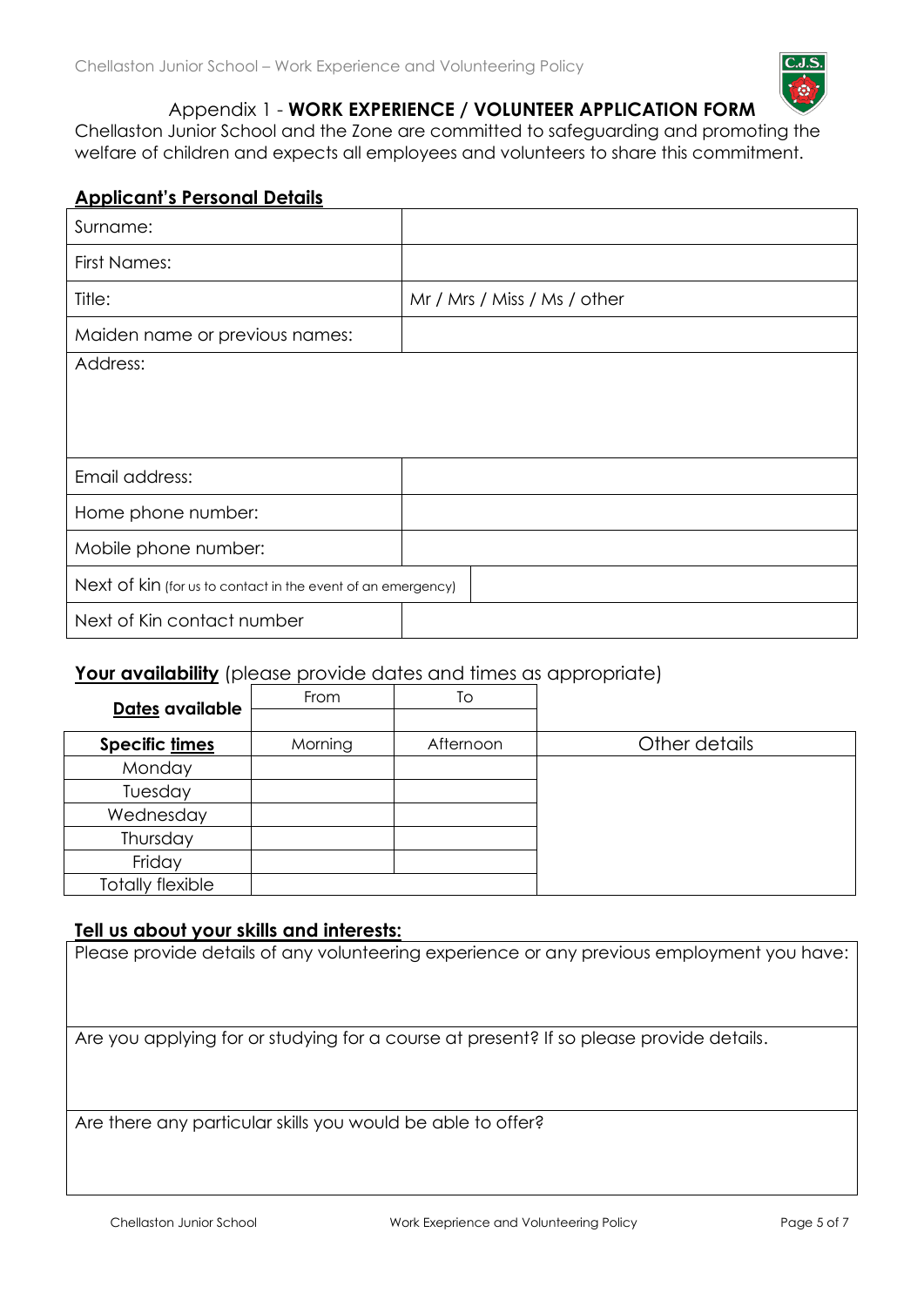## Appendix 1 - **WORK EXPERIENCE / VOLUNTEER APPLICATION FORM**

Chellaston Junior School and the Zone are committed to safeguarding and promoting the welfare of children and expects all employees and volunteers to share this commitment.

### **Applicant's Personal Details**

| | |
|---|---|
| Surname: | |
| First Names: | |
| Title: | Mr / Mrs / Miss / Ms / other |
| Maiden name or previous names: | |
| Address: | |
| Email address: | |
| Home phone number: | |
| Mobile phone number: | |
| Next of kin (for us to contact in the event of an emergency) | |
| Next of Kin contact number | |

### **Your availability** (please provide dates and times as appropriate)

| **Dates available** | From | To | |
|---|---|---|---|
| | | | |
| **Specific times** | Morning | Afternoon | Other details |
| Monday | | | |
| Tuesday | | | |
| Wednesday | | | |
| Thursday | | | |
| Friday | | | |
| Totally flexible | | | |

### **Tell us about your skills and interests:**

| |
|---|
| Please provide details of any volunteering experience or any previous employment you have: |
| Are you applying for or studying for a course at present? If so please provide details. |
| Are there any particular skills you would be able to offer? |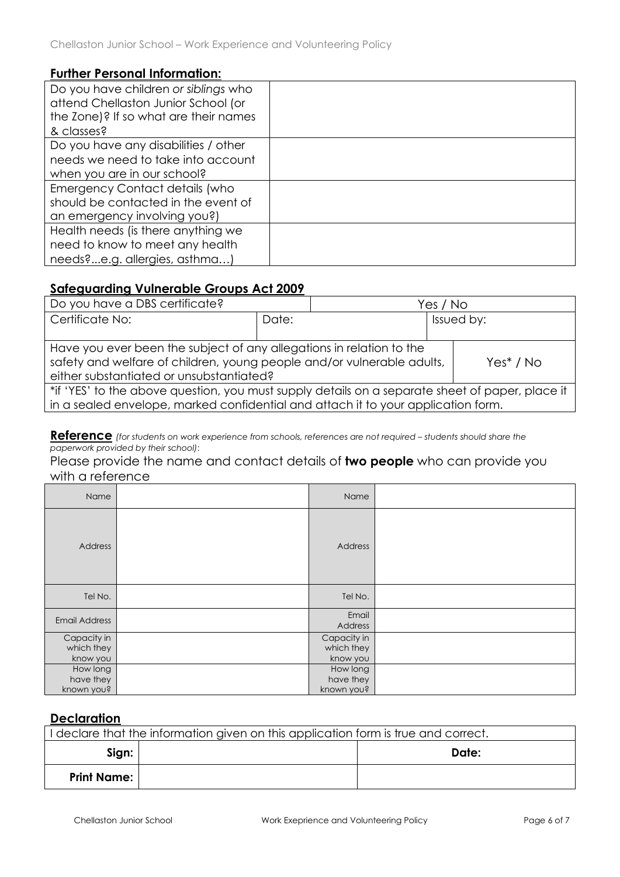## Further Personal Information:

| | |
|---|---|
| Do you have children *or siblings* who attend Chellaston Junior School (or the Zone)? If so what are their names & classes? | |
| Do you have any disabilities / other needs we need to take into account when you are in our school? | |
| Emergency Contact details (who should be contacted in the event of an emergency involving you?) | |
| Health needs (is there anything we need to know to meet any health needs?...e.g. allergies, asthma…) | |

## Safeguarding Vulnerable Groups Act 2009

| | | | |
|---|---|---|---|
| Do you have a DBS certificate? | | Yes / No | |
| Certificate No: | Date: | | Issued by: |
| Have you ever been the subject of any allegations in relation to the safety and welfare of children, young people and/or vulnerable adults, either substantiated or unsubstantiated? | | | Yes* / No |
| *if 'YES' to the above question, you must supply details on a separate sheet of paper, place it in a sealed envelope, marked confidential and attach it to your application form. | | | |

**Reference** *(for students on work experience from schools, references are not required – students should share the paperwork provided by their school)*:

Please provide the name and contact details of **two people** who can provide you with a reference

| | | | |
|---|---|---|---|
| Name | | Name | |
| Address | | Address | |
| Tel No. | | Tel No. | |
| Email Address | | Email Address | |
| Capacity in which they know you | | Capacity in which they know you | |
| How long have they known you? | | How long have they known you? | |

## Declaration

| | | |
|---|---|---|
| I declare that the information given on this application form is true and correct. | | |
| **Sign:** | | **Date:** |
| **Print Name:** | | |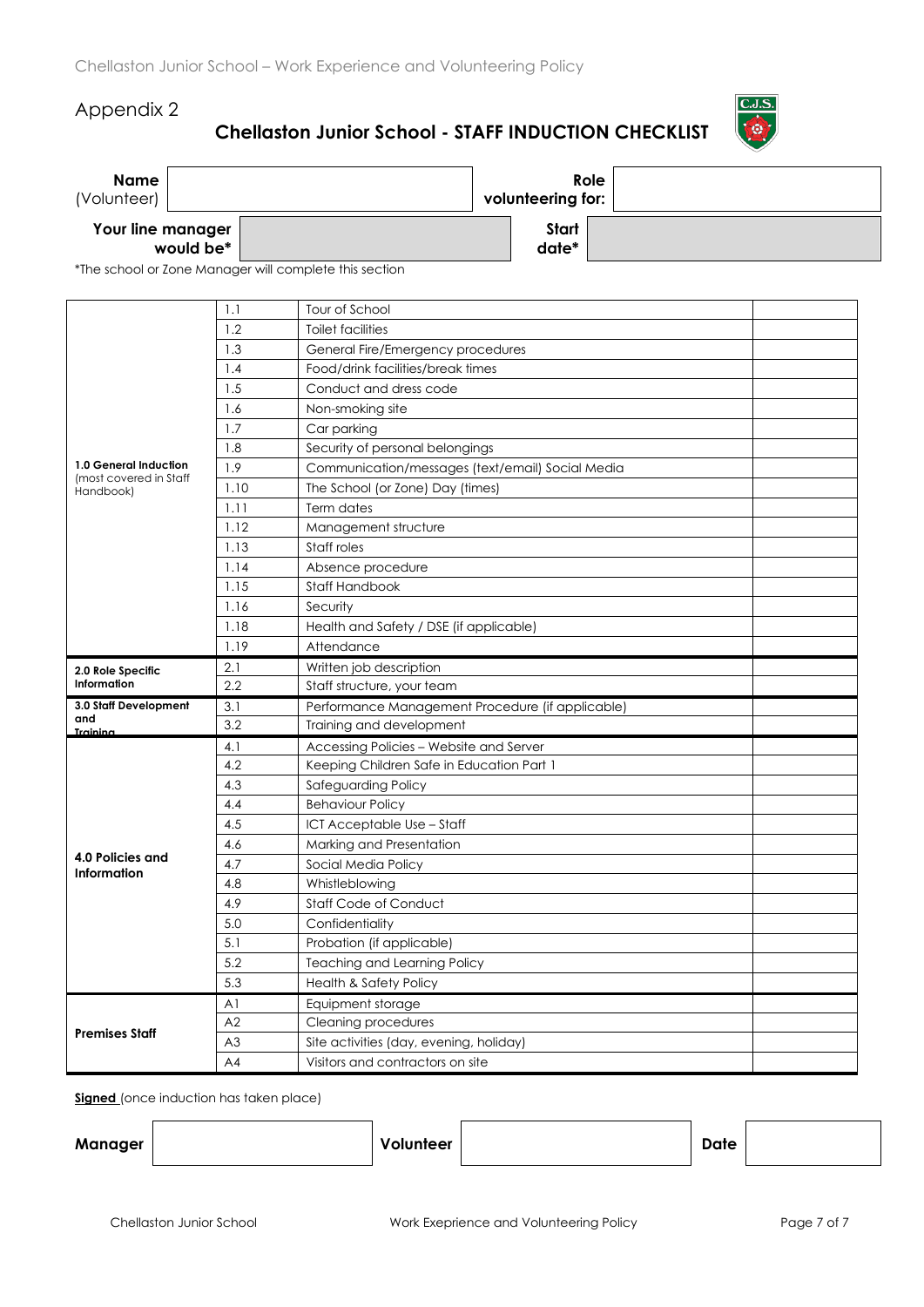Appendix 2

## Chellaston Junior School - STAFF INDUCTION CHECKLIST

| | | | |
|---|---|---|---|
| **Name** (Volunteer) | | **Role volunteering for:** | |
| **Your line manager would be*** | | **Start date*** | |

*The school or Zone Manager will complete this section

| | | | |
|---|---|---|---|
| **1.0 General Induction** (most covered in Staff Handbook) | 1.1 | Tour of School | |
| | 1.2 | Toilet facilities | |
| | 1.3 | General Fire/Emergency procedures | |
| | 1.4 | Food/drink facilities/break times | |
| | 1.5 | Conduct and dress code | |
| | 1.6 | Non-smoking site | |
| | 1.7 | Car parking | |
| | 1.8 | Security of personal belongings | |
| | 1.9 | Communication/messages (text/email) Social Media | |
| | 1.10 | The School (or Zone) Day (times) | |
| | 1.11 | Term dates | |
| | 1.12 | Management structure | |
| | 1.13 | Staff roles | |
| | 1.14 | Absence procedure | |
| | 1.15 | Staff Handbook | |
| | 1.16 | Security | |
| | 1.18 | Health and Safety / DSE (if applicable) | |
| | 1.19 | Attendance | |
| **2.0 Role Specific Information** | 2.1 | Written job description | |
| | 2.2 | Staff structure, your team | |
| **3.0 Staff Development and Training** | 3.1 | Performance Management Procedure (if applicable) | |
| | 3.2 | Training and development | |
| **4.0 Policies and Information** | 4.1 | Accessing Policies – Website and Server | |
| | 4.2 | Keeping Children Safe in Education Part 1 | |
| | 4.3 | Safeguarding Policy | |
| | 4.4 | Behaviour Policy | |
| | 4.5 | ICT Acceptable Use – Staff | |
| | 4.6 | Marking and Presentation | |
| | 4.7 | Social Media Policy | |
| | 4.8 | Whistleblowing | |
| | 4.9 | Staff Code of Conduct | |
| | 5.0 | Confidentiality | |
| | 5.1 | Probation (if applicable) | |
| | 5.2 | Teaching and Learning Policy | |
| | 5.3 | Health & Safety Policy | |
| **Premises Staff** | A1 | Equipment storage | |
| | A2 | Cleaning procedures | |
| | A3 | Site activities (day, evening, holiday) | |
| | A4 | Visitors and contractors on site | |

**Signed** (once induction has taken place)

| | | | | | |
|---|---|---|---|---|---|
| **Manager** | | **Volunteer** | | **Date** | |